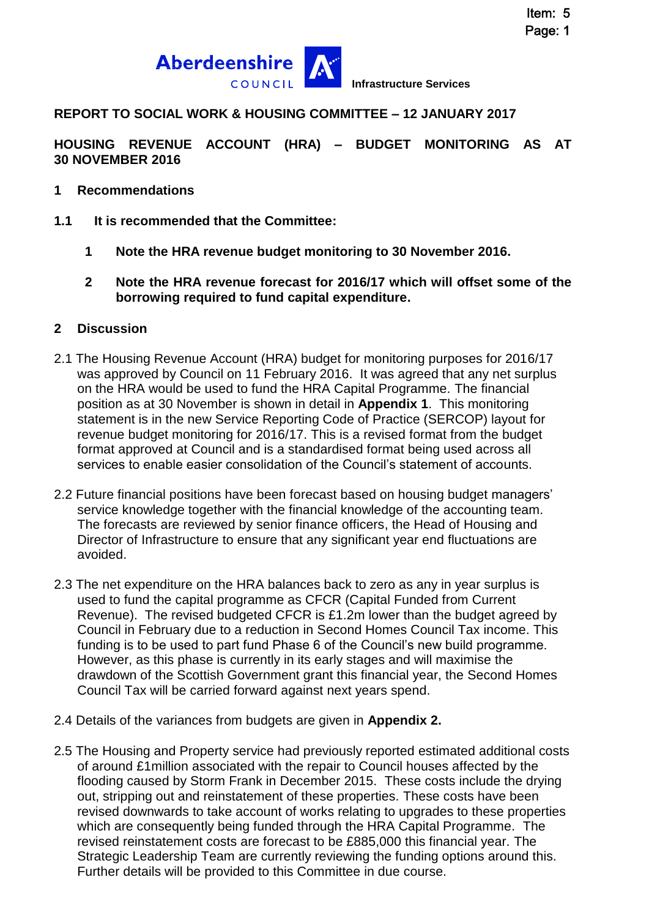Item: 5

Aberdeenshire COUNCIL **Infrastructure Services**

**REPORT TO SOCIAL WORK & HOUSING COMMITTEE – 12 JANUARY 2017**

**HOUSING REVENUE ACCOUNT (HRA) – BUDGET MONITORING AS AT 30 NOVEMBER 2016**

## 1 Recommendations

**1.1 It is recommended that the Committee:**

1. **Note the HRA revenue budget monitoring to 30 November 2016.**
2. **Note the HRA revenue forecast for 2016/17 which will offset some of the borrowing required to fund capital expenditure.**

## 2 Discussion

2.1 The Housing Revenue Account (HRA) budget for monitoring purposes for 2016/17 was approved by Council on 11 February 2016. It was agreed that any net surplus on the HRA would be used to fund the HRA Capital Programme. The financial position as at 30 November is shown in detail in **Appendix 1**. This monitoring statement is in the new Service Reporting Code of Practice (SERCOP) layout for revenue budget monitoring for 2016/17. This is a revised format from the budget format approved at Council and is a standardised format being used across all services to enable easier consolidation of the Council's statement of accounts.

2.2 Future financial positions have been forecast based on housing budget managers' service knowledge together with the financial knowledge of the accounting team. The forecasts are reviewed by senior finance officers, the Head of Housing and Director of Infrastructure to ensure that any significant year end fluctuations are avoided.

2.3 The net expenditure on the HRA balances back to zero as any in year surplus is used to fund the capital programme as CFCR (Capital Funded from Current Revenue). The revised budgeted CFCR is £1.2m lower than the budget agreed by Council in February due to a reduction in Second Homes Council Tax income. This funding is to be used to part fund Phase 6 of the Council's new build programme. However, as this phase is currently in its early stages and will maximise the drawdown of the Scottish Government grant this financial year, the Second Homes Council Tax will be carried forward against next years spend.

2.4 Details of the variances from budgets are given in **Appendix 2.**

2.5 The Housing and Property service had previously reported estimated additional costs of around £1million associated with the repair to Council houses affected by the flooding caused by Storm Frank in December 2015. These costs include the drying out, stripping out and reinstatement of these properties. These costs have been revised downwards to take account of works relating to upgrades to these properties which are consequently being funded through the HRA Capital Programme. The revised reinstatement costs are forecast to be £885,000 this financial year. The Strategic Leadership Team are currently reviewing the funding options around this. Further details will be provided to this Committee in due course.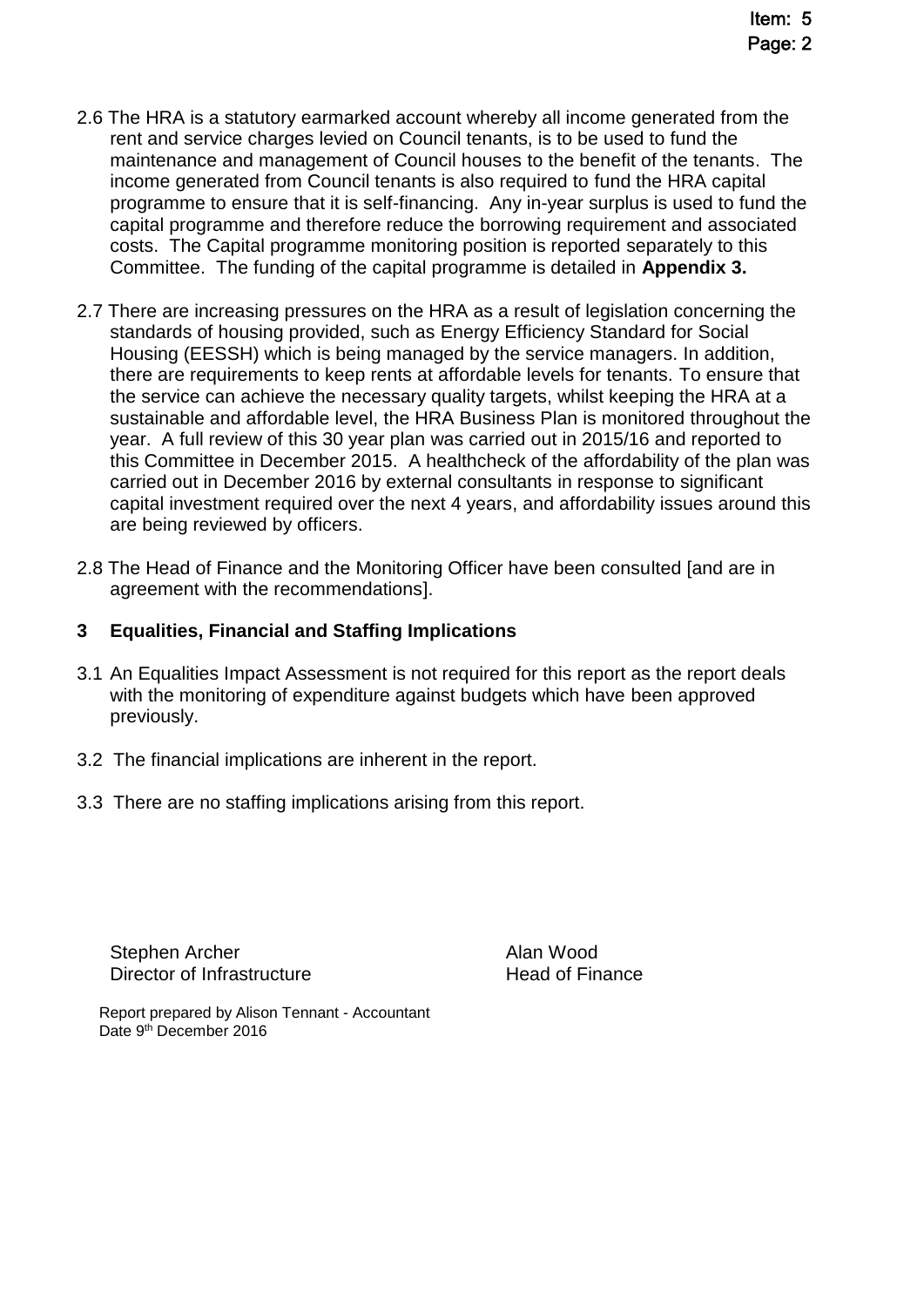2.6 The HRA is a statutory earmarked account whereby all income generated from the rent and service charges levied on Council tenants, is to be used to fund the maintenance and management of Council houses to the benefit of the tenants. The income generated from Council tenants is also required to fund the HRA capital programme to ensure that it is self-financing. Any in-year surplus is used to fund the capital programme and therefore reduce the borrowing requirement and associated costs. The Capital programme monitoring position is reported separately to this Committee. The funding of the capital programme is detailed in **Appendix 3.**

2.7 There are increasing pressures on the HRA as a result of legislation concerning the standards of housing provided, such as Energy Efficiency Standard for Social Housing (EESSH) which is being managed by the service managers. In addition, there are requirements to keep rents at affordable levels for tenants. To ensure that the service can achieve the necessary quality targets, whilst keeping the HRA at a sustainable and affordable level, the HRA Business Plan is monitored throughout the year. A full review of this 30 year plan was carried out in 2015/16 and reported to this Committee in December 2015. A healthcheck of the affordability of the plan was carried out in December 2016 by external consultants in response to significant capital investment required over the next 4 years, and affordability issues around this are being reviewed by officers.

2.8 The Head of Finance and the Monitoring Officer have been consulted [and are in agreement with the recommendations].

## 3 Equalities, Financial and Staffing Implications

3.1 An Equalities Impact Assessment is not required for this report as the report deals with the monitoring of expenditure against budgets which have been approved previously.

3.2 The financial implications are inherent in the report.

3.3 There are no staffing implications arising from this report.

| | |
|---|---|
| Stephen Archer | Alan Wood |
| Director of Infrastructure | Head of Finance |

Report prepared by Alison Tennant - Accountant
Date 9th December 2016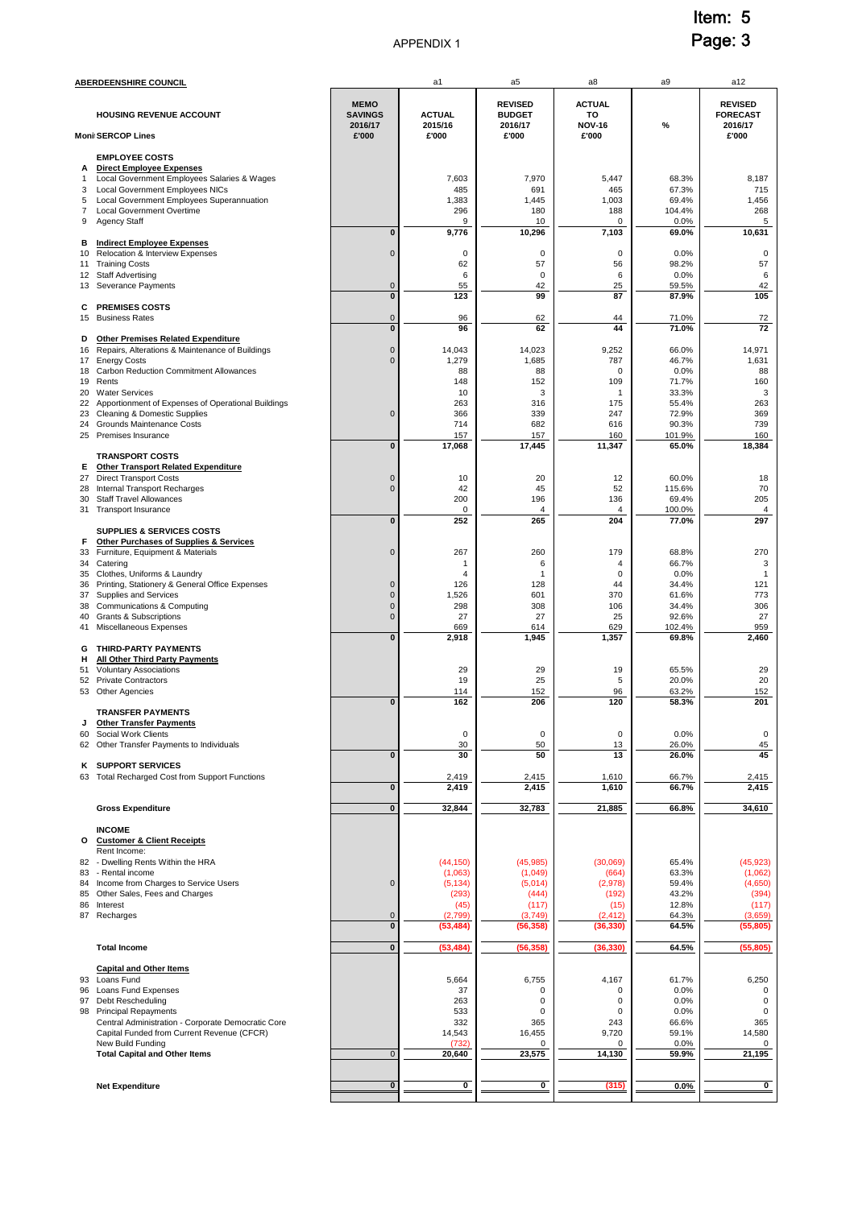APPENDIX 1

Item: 5

**ABERDEENSHIRE COUNCIL**

| | **HOUSING REVENUE ACCOUNT** | **MEMO SAVINGS 2016/17 £'000** | a1 **ACTUAL 2015/16 £'000** | a5 **REVISED BUDGET 2016/17 £'000** | a8 **ACTUAL TO NOV-16 £'000** | a9 **%** | a12 **REVISED FORECAST 2016/17 £'000** |
|---|---|---|---|---|---|---|---|
| **Moni** | **SERCOP Lines** | | | | | | |
| | **EMPLOYEE COSTS** | | | | | | |
| A | **Direct Employee Expenses** | | | | | | |
| 1 | Local Government Employees Salaries & Wages | | 7,603 | 7,970 | 5,447 | 68.3% | 8,187 |
| 3 | Local Government Employees NICs | | 485 | 691 | 465 | 67.3% | 715 |
| 5 | Local Government Employees Superannuation | | 1,383 | 1,445 | 1,003 | 69.4% | 1,456 |
| 7 | Local Government Overtime | | 296 | 180 | 188 | 104.4% | 268 |
| 9 | Agency Staff | | 9 | 10 | 0 | 0.0% | 5 |
| | | **0** | **9,776** | **10,296** | **7,103** | **69.0%** | **10,631** |
| B | **Indirect Employee Expenses** | | | | | | |
| 10 | Relocation & Interview Expenses | 0 | 0 | 0 | 0 | 0.0% | 0 |
| 11 | Training Costs | | 62 | 57 | 56 | 98.2% | 57 |
| 12 | Staff Advertising | | 6 | 0 | 6 | 0.0% | 6 |
| 13 | Severance Payments | 0 | 55 | 42 | 25 | 59.5% | 42 |
| | | **0** | **123** | **99** | **87** | **87.9%** | **105** |
| C | **PREMISES COSTS** | | | | | | |
| 15 | Business Rates | 0 | 96 | 62 | 44 | 71.0% | 72 |
| | | **0** | **96** | **62** | **44** | **71.0%** | **72** |
| D | **Other Premises Related Expenditure** | | | | | | |
| 16 | Repairs, Alterations & Maintenance of Buildings | 0 | 14,043 | 14,023 | 9,252 | 66.0% | 14,971 |
| 17 | Energy Costs | 0 | 1,279 | 1,685 | 787 | 46.7% | 1,631 |
| 18 | Carbon Reduction Commitment Allowances | | 88 | 88 | 0 | 0.0% | 88 |
| 19 | Rents | | 148 | 152 | 109 | 71.7% | 160 |
| 20 | Water Services | | 10 | 3 | 1 | 33.3% | 3 |
| 22 | Apportionment of Expenses of Operational Buildings | | 263 | 316 | 175 | 55.4% | 263 |
| 23 | Cleaning & Domestic Supplies | 0 | 366 | 339 | 247 | 72.9% | 369 |
| 24 | Grounds Maintenance Costs | | 714 | 682 | 616 | 90.3% | 739 |
| 25 | Premises Insurance | | 157 | 157 | 160 | 101.9% | 160 |
| | | **0** | **17,068** | **17,445** | **11,347** | **65.0%** | **18,384** |
| | **TRANSPORT COSTS** | | | | | | |
| E | **Other Transport Related Expenditure** | | | | | | |
| 27 | Direct Transport Costs | 0 | 10 | 20 | 12 | 60.0% | 18 |
| 28 | Internal Transport Recharges | 0 | 42 | 45 | 52 | 115.6% | 70 |
| 30 | Staff Travel Allowances | | 200 | 196 | 136 | 69.4% | 205 |
| 31 | Transport Insurance | | 0 | 4 | 4 | 100.0% | 4 |
| | | **0** | **252** | **265** | **204** | **77.0%** | **297** |
| | **SUPPLIES & SERVICES COSTS** | | | | | | |
| F | **Other Purchases of Supplies & Services** | | | | | | |
| 33 | Furniture, Equipment & Materials | 0 | 267 | 260 | 179 | 68.8% | 270 |
| 34 | Catering | | 1 | 6 | 4 | 66.7% | 3 |
| 35 | Clothes, Uniforms & Laundry | | 4 | 1 | 0 | 0.0% | 1 |
| 36 | Printing, Stationery & General Office Expenses | 0 | 126 | 128 | 44 | 34.4% | 121 |
| 37 | Supplies and Services | 0 | 1,526 | 601 | 370 | 61.6% | 773 |
| 38 | Communications & Computing | 0 | 298 | 308 | 106 | 34.4% | 306 |
| 40 | Grants & Subscriptions | 0 | 27 | 27 | 25 | 92.6% | 27 |
| 41 | Miscellaneous Expenses | | 669 | 614 | 629 | 102.4% | 959 |
| | | **0** | **2,918** | **1,945** | **1,357** | **69.8%** | **2,460** |
| G | **THIRD-PARTY PAYMENTS** | | | | | | |
| H | **All Other Third Party Payments** | | | | | | |
| 51 | Voluntary Associations | | 29 | 29 | 19 | 65.5% | 29 |
| 52 | Private Contractors | | 19 | 25 | 5 | 20.0% | 20 |
| 53 | Other Agencies | | 114 | 152 | 96 | 63.2% | 152 |
| | | **0** | **162** | **206** | **120** | **58.3%** | **201** |
| | **TRANSFER PAYMENTS** | | | | | | |
| J | **Other Transfer Payments** | | | | | | |
| 60 | Social Work Clients | | 0 | 0 | 0 | 0.0% | 0 |
| 62 | Other Transfer Payments to Individuals | | 30 | 50 | 13 | 26.0% | 45 |
| | | **0** | **30** | **50** | **13** | **26.0%** | **45** |
| K | **SUPPORT SERVICES** | | | | | | |
| 63 | Total Recharged Cost from Support Functions | | 2,419 | 2,415 | 1,610 | 66.7% | 2,415 |
| | | **0** | **2,419** | **2,415** | **1,610** | **66.7%** | **2,415** |
| | **Gross Expenditure** | **0** | **32,844** | **32,783** | **21,885** | **66.8%** | **34,610** |
| | **INCOME** | | | | | | |
| O | **Customer & Client Receipts** | | | | | | |
| | Rent Income: | | | | | | |
| 82 | - Dwelling Rents Within the HRA | | (44,150) | (45,985) | (30,069) | 65.4% | (45,923) |
| 83 | - Rental income | | (1,063) | (1,049) | (664) | 63.3% | (1,062) |
| 84 | Income from Charges to Service Users | 0 | (5,134) | (5,014) | (2,978) | 59.4% | (4,650) |
| 85 | Other Sales, Fees and Charges | | (293) | (444) | (192) | 43.2% | (394) |
| 86 | Interest | | (45) | (117) | (15) | 12.8% | (117) |
| 87 | Recharges | 0 | (2,799) | (3,749) | (2,412) | 64.3% | (3,659) |
| | | **0** | **(53,484)** | **(56,358)** | **(36,330)** | **64.5%** | **(55,805)** |
| | **Total Income** | **0** | **(53,484)** | **(56,358)** | **(36,330)** | **64.5%** | **(55,805)** |
| | **Capital and Other Items** | | | | | | |
| 93 | Loans Fund | | 5,664 | 6,755 | 4,167 | 61.7% | 6,250 |
| 96 | Loans Fund Expenses | | 37 | 0 | 0 | 0.0% | 0 |
| 97 | Debt Rescheduling | | 263 | 0 | 0 | 0.0% | 0 |
| 98 | Principal Repayments | | 533 | 0 | 0 | 0.0% | 0 |
| | Central Administration - Corporate Democratic Core | | 332 | 365 | 243 | 66.6% | 365 |
| | Capital Funded from Current Revenue (CFCR) | | 14,543 | 16,455 | 9,720 | 59.1% | 14,580 |
| | New Build Funding | | (732) | 0 | 0 | 0.0% | 0 |
| | **Total Capital and Other Items** | 0 | **20,640** | **23,575** | **14,130** | **59.9%** | **21,195** |
| | **Net Expenditure** | **0** | **0** | **0** | **(315)** | **0.0%** | **0** |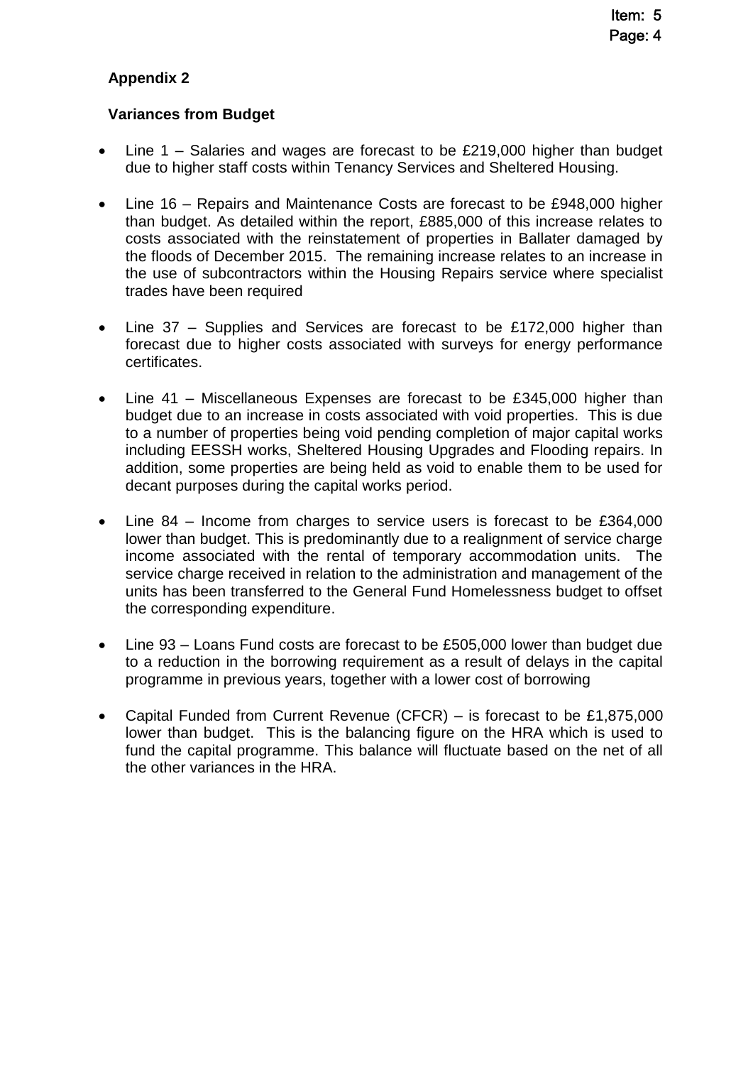## Appendix 2

### Variances from Budget

- Line 1 – Salaries and wages are forecast to be £219,000 higher than budget due to higher staff costs within Tenancy Services and Sheltered Housing.

- Line 16 – Repairs and Maintenance Costs are forecast to be £948,000 higher than budget. As detailed within the report, £885,000 of this increase relates to costs associated with the reinstatement of properties in Ballater damaged by the floods of December 2015. The remaining increase relates to an increase in the use of subcontractors within the Housing Repairs service where specialist trades have been required

- Line 37 – Supplies and Services are forecast to be £172,000 higher than forecast due to higher costs associated with surveys for energy performance certificates.

- Line 41 – Miscellaneous Expenses are forecast to be £345,000 higher than budget due to an increase in costs associated with void properties. This is due to a number of properties being void pending completion of major capital works including EESSH works, Sheltered Housing Upgrades and Flooding repairs. In addition, some properties are being held as void to enable them to be used for decant purposes during the capital works period.

- Line 84 – Income from charges to service users is forecast to be £364,000 lower than budget. This is predominantly due to a realignment of service charge income associated with the rental of temporary accommodation units. The service charge received in relation to the administration and management of the units has been transferred to the General Fund Homelessness budget to offset the corresponding expenditure.

- Line 93 – Loans Fund costs are forecast to be £505,000 lower than budget due to a reduction in the borrowing requirement as a result of delays in the capital programme in previous years, together with a lower cost of borrowing

- Capital Funded from Current Revenue (CFCR) – is forecast to be £1,875,000 lower than budget. This is the balancing figure on the HRA which is used to fund the capital programme. This balance will fluctuate based on the net of all the other variances in the HRA.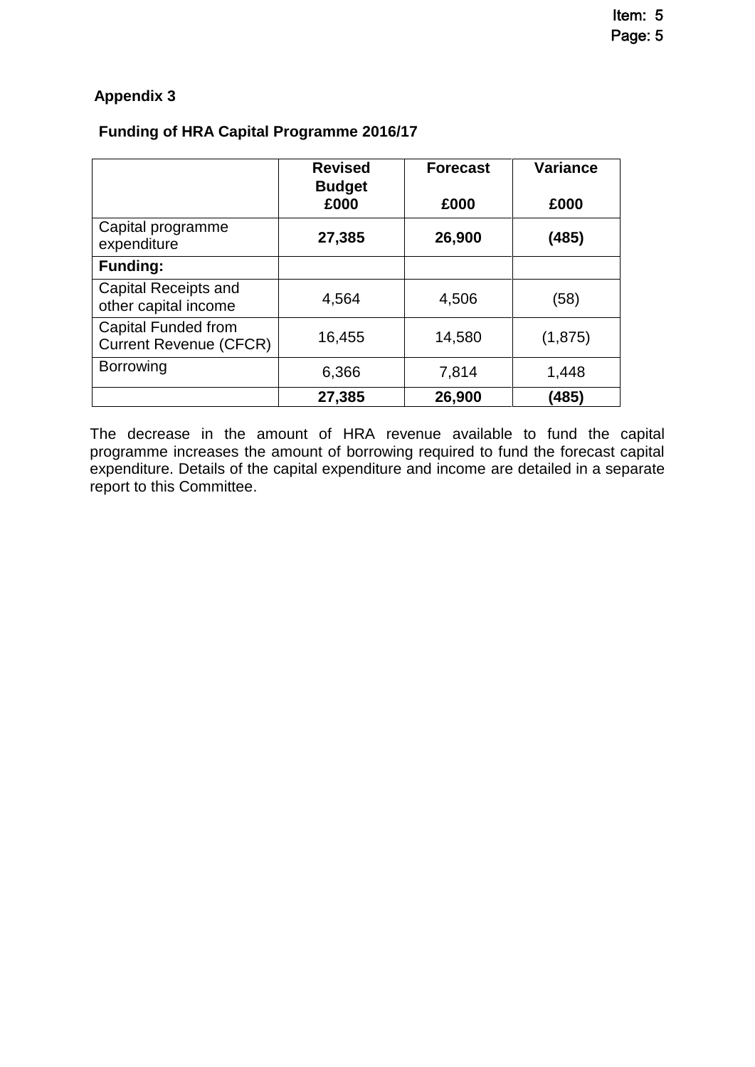**Appendix 3**

**Funding of HRA Capital Programme 2016/17**

| | **Revised Budget £000** | **Forecast £000** | **Variance £000** |
|---|---|---|---|
| Capital programme expenditure | **27,385** | **26,900** | **(485)** |
| **Funding:** | | | |
| Capital Receipts and other capital income | 4,564 | 4,506 | (58) |
| Capital Funded from Current Revenue (CFCR) | 16,455 | 14,580 | (1,875) |
| Borrowing | 6,366 | 7,814 | 1,448 |
| | **27,385** | **26,900** | **(485)** |

The decrease in the amount of HRA revenue available to fund the capital programme increases the amount of borrowing required to fund the forecast capital expenditure. Details of the capital expenditure and income are detailed in a separate report to this Committee.